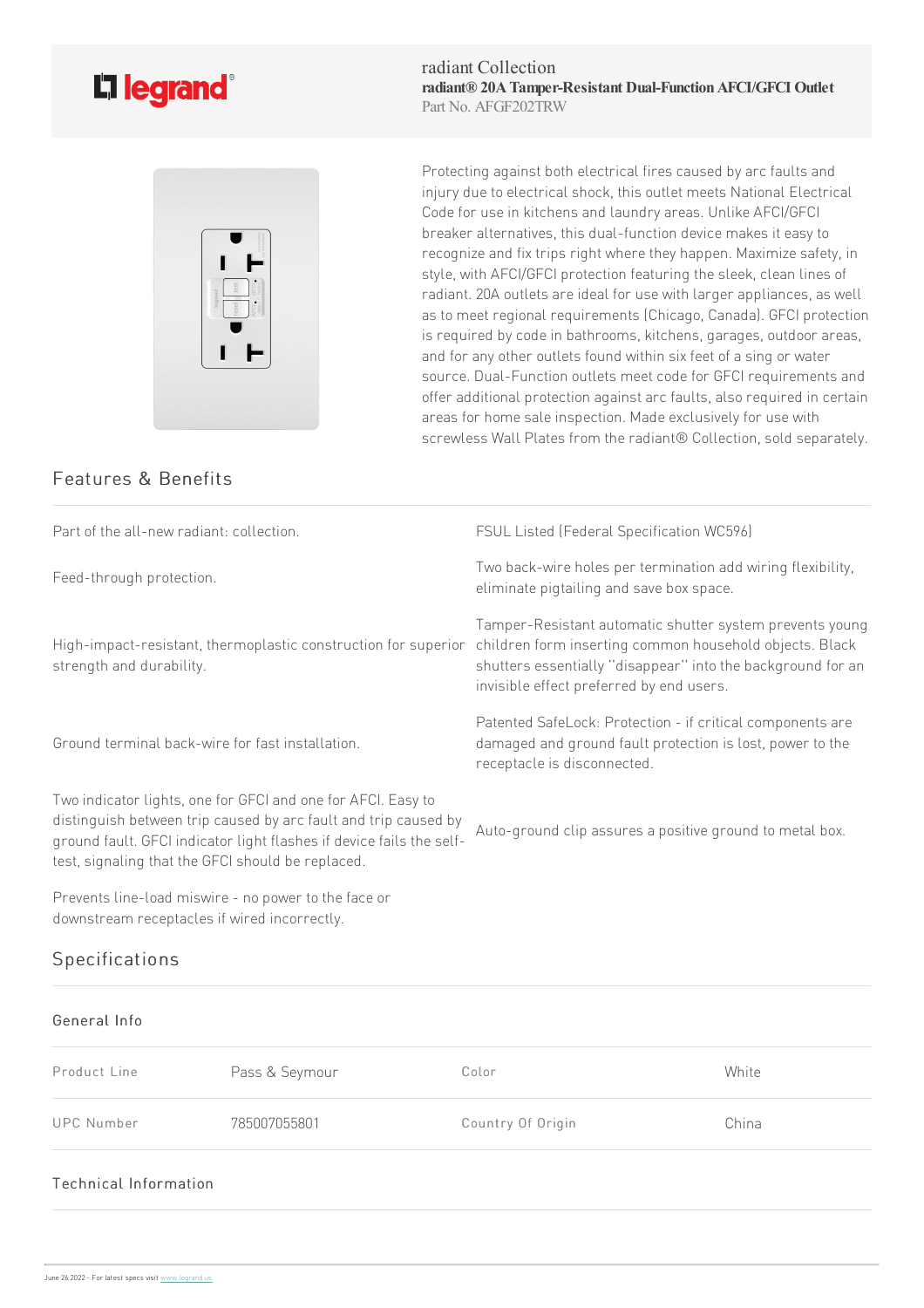legrand

radiant Collection

**radiant® 20A Tamper-Resistant Dual-Function AFCI/GFCI Outlet**

Part No. AFGF202TRW

Protecting against both electrical fires caused by arc faults and injury due to electrical shock, this outlet meets National Electrical Code for use in kitchens and laundry areas. Unlike AFCI/GFCI breaker alternatives, this dual-function device makes it easy to recognize and fix trips right where they happen. Maximize safety, in style, with AFCI/GFCI protection featuring the sleek, clean lines of radiant. 20A outlets are ideal for use with larger appliances, as well as to meet regional requirements (Chicago, Canada). GFCI protection is required by code in bathrooms, kitchens, garages, outdoor areas, and for any other outlets found within six feet of a sing or water source. Dual-Function outlets meet code for GFCI requirements and offer additional protection against arc faults, also required in certain areas for home sale inspection. Made exclusively for use with screwless Wall Plates from the radiant® Collection, sold separately.

## Features & Benefits

- Part of the all-new radiant: collection.
- FSUL Listed (Federal Specification WC596)
- Feed-through protection.
- Two back-wire holes per termination add wiring flexibility, eliminate pigtailing and save box space.
- High-impact-resistant, thermoplastic construction for superior strength and durability.
- Tamper-Resistant automatic shutter system prevents young children form inserting common household objects. Black shutters essentially "disappear" into the background for an invisible effect preferred by end users.
- Ground terminal back-wire for fast installation.
- Patented SafeLock: Protection - if critical components are damaged and ground fault protection is lost, power to the receptacle is disconnected.
- Two indicator lights, one for GFCI and one for AFCI. Easy to distinguish between trip caused by arc fault and trip caused by ground fault. GFCI indicator light flashes if device fails the self-test, signaling that the GFCI should be replaced.
- Auto-ground clip assures a positive ground to metal box.
- Prevents line-load miswire - no power to the face or downstream receptacles if wired incorrectly.

## Specifications

### General Info

| Product Line | Pass & Seymour | Color | White |
|---|---|---|---|
| UPC Number | 785007055801 | Country Of Origin | China |

### Technical Information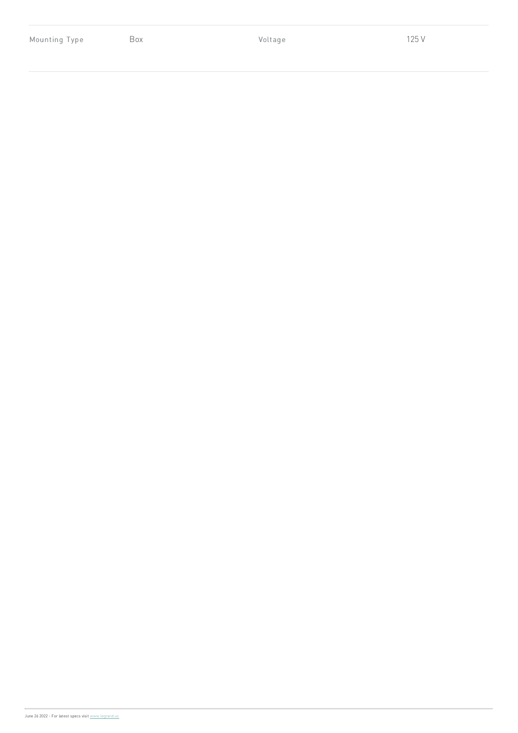| | | | |
|---|---|---|---|
| Mounting Type | Box | Voltage | 125 V |